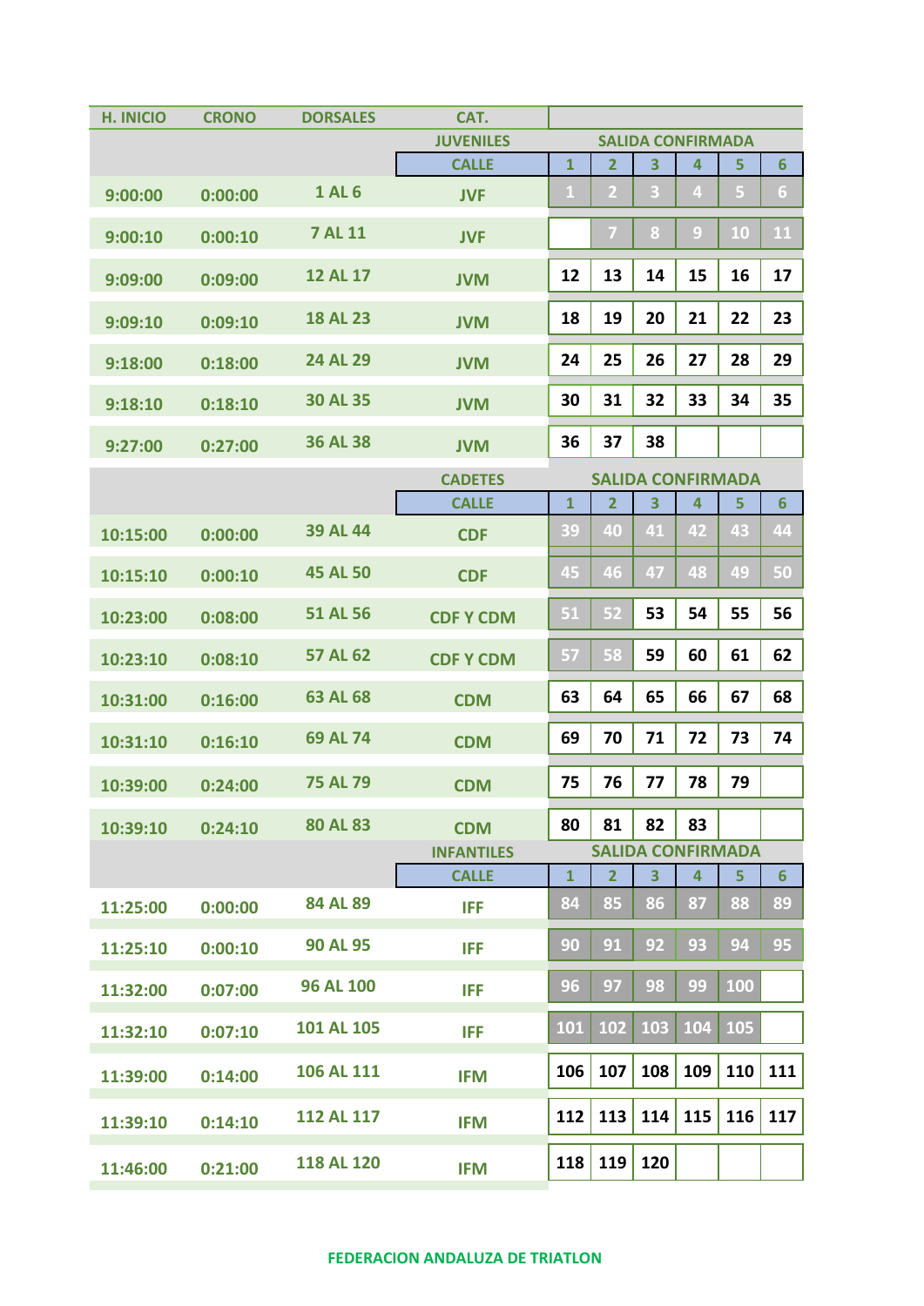| H. INICIO | CRONO | DORSALES | CAT. | | | | | | |
|---|---|---|---|---|---|---|---|---|---|
| | | | JUVENILES | SALIDA CONFIRMADA | | | | | |
| | | | CALLE | 1 | 2 | 3 | 4 | 5 | 6 |
| 9:00:00 | 0:00:00 | 1 AL 6 | JVF | 1 | 2 | 3 | 4 | 5 | 6 |
| 9:00:10 | 0:00:10 | 7 AL 11 | JVF | | 7 | 8 | 9 | 10 | 11 |
| 9:09:00 | 0:09:00 | 12 AL 17 | JVM | 12 | 13 | 14 | 15 | 16 | 17 |
| 9:09:10 | 0:09:10 | 18 AL 23 | JVM | 18 | 19 | 20 | 21 | 22 | 23 |
| 9:18:00 | 0:18:00 | 24 AL 29 | JVM | 24 | 25 | 26 | 27 | 28 | 29 |
| 9:18:10 | 0:18:10 | 30 AL 35 | JVM | 30 | 31 | 32 | 33 | 34 | 35 |
| 9:27:00 | 0:27:00 | 36 AL 38 | JVM | 36 | 37 | 38 | | | |
| | | | CADETES | SALIDA CONFIRMADA | | | | | |
| | | | CALLE | 1 | 2 | 3 | 4 | 5 | 6 |
| 10:15:00 | 0:00:00 | 39 AL 44 | CDF | 39 | 40 | 41 | 42 | 43 | 44 |
| 10:15:10 | 0:00:10 | 45 AL 50 | CDF | 45 | 46 | 47 | 48 | 49 | 50 |
| 10:23:00 | 0:08:00 | 51 AL 56 | CDF Y CDM | 51 | 52 | 53 | 54 | 55 | 56 |
| 10:23:10 | 0:08:10 | 57 AL 62 | CDF Y CDM | 57 | 58 | 59 | 60 | 61 | 62 |
| 10:31:00 | 0:16:00 | 63 AL 68 | CDM | 63 | 64 | 65 | 66 | 67 | 68 |
| 10:31:10 | 0:16:10 | 69 AL 74 | CDM | 69 | 70 | 71 | 72 | 73 | 74 |
| 10:39:00 | 0:24:00 | 75 AL 79 | CDM | 75 | 76 | 77 | 78 | 79 | |
| 10:39:10 | 0:24:10 | 80 AL 83 | CDM | 80 | 81 | 82 | 83 | | |
| | | | INFANTILES | SALIDA CONFIRMADA | | | | | |
| | | | CALLE | 1 | 2 | 3 | 4 | 5 | 6 |
| 11:25:00 | 0:00:00 | 84 AL 89 | IFF | 84 | 85 | 86 | 87 | 88 | 89 |
| 11:25:10 | 0:00:10 | 90 AL 95 | IFF | 90 | 91 | 92 | 93 | 94 | 95 |
| 11:32:00 | 0:07:00 | 96 AL 100 | IFF | 96 | 97 | 98 | 99 | 100 | |
| 11:32:10 | 0:07:10 | 101 AL 105 | IFF | 101 | 102 | 103 | 104 | 105 | |
| 11:39:00 | 0:14:00 | 106 AL 111 | IFM | 106 | 107 | 108 | 109 | 110 | 111 |
| 11:39:10 | 0:14:10 | 112 AL 117 | IFM | 112 | 113 | 114 | 115 | 116 | 117 |
| 11:46:00 | 0:21:00 | 118 AL 120 | IFM | 118 | 119 | 120 | | | |

FEDERACION ANDALUZA DE TRIATLON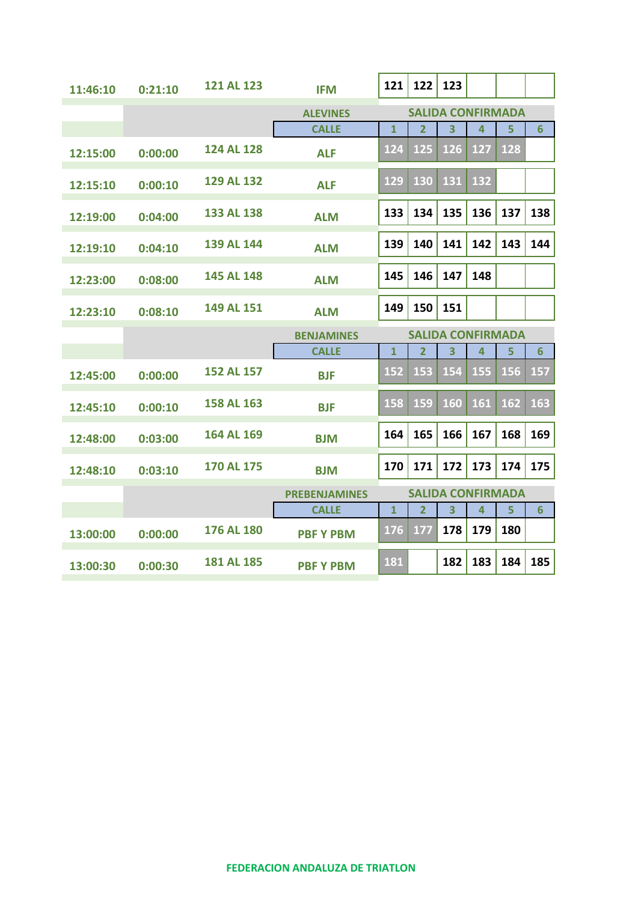| | | | | | | | | | |
|---|---|---|---|---|---|---|---|---|---|
| 11:46:10 | 0:21:10 | 121 AL 123 | IFM | 121 | 122 | 123 | | | |
| | | | **ALEVINES** | **SALIDA CONFIRMADA** | | | | | |
| | | | **CALLE** | 1 | 2 | 3 | 4 | 5 | 6 |
| 12:15:00 | 0:00:00 | 124 AL 128 | ALF | 124 | 125 | 126 | 127 | 128 | |
| 12:15:10 | 0:00:10 | 129 AL 132 | ALF | 129 | 130 | 131 | 132 | | |
| 12:19:00 | 0:04:00 | 133 AL 138 | ALM | 133 | 134 | 135 | 136 | 137 | 138 |
| 12:19:10 | 0:04:10 | 139 AL 144 | ALM | 139 | 140 | 141 | 142 | 143 | 144 |
| 12:23:00 | 0:08:00 | 145 AL 148 | ALM | 145 | 146 | 147 | 148 | | |
| 12:23:10 | 0:08:10 | 149 AL 151 | ALM | 149 | 150 | 151 | | | |
| | | | **BENJAMINES** | **SALIDA CONFIRMADA** | | | | | |
| | | | **CALLE** | 1 | 2 | 3 | 4 | 5 | 6 |
| 12:45:00 | 0:00:00 | 152 AL 157 | BJF | 152 | 153 | 154 | 155 | 156 | 157 |
| 12:45:10 | 0:00:10 | 158 AL 163 | BJF | 158 | 159 | 160 | 161 | 162 | 163 |
| 12:48:00 | 0:03:00 | 164 AL 169 | BJM | 164 | 165 | 166 | 167 | 168 | 169 |
| 12:48:10 | 0:03:10 | 170 AL 175 | BJM | 170 | 171 | 172 | 173 | 174 | 175 |
| | | | **PREBENJAMINES** | **SALIDA CONFIRMADA** | | | | | |
| | | | **CALLE** | 1 | 2 | 3 | 4 | 5 | 6 |
| 13:00:00 | 0:00:00 | 176 AL 180 | PBF Y PBM | 176 | 177 | 178 | 179 | 180 | |
| 13:00:30 | 0:00:30 | 181 AL 185 | PBF Y PBM | 181 | | 182 | 183 | 184 | 185 |

FEDERACION ANDALUZA DE TRIATLON